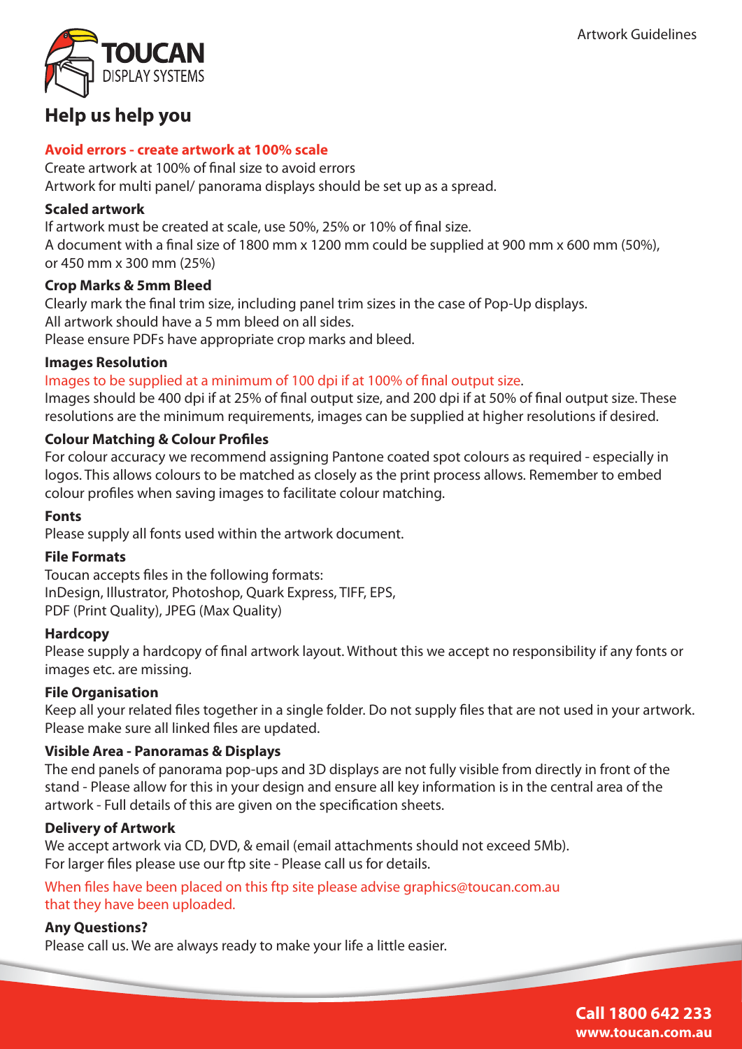# Help us help you

**Avoid errors - create artwork at 100% scale**

Create artwork at 100% of final size to avoid errors
Artwork for multi panel/ panorama displays should be set up as a spread.

**Scaled artwork**

If artwork must be created at scale, use 50%, 25% or 10% of final size.
A document with a final size of 1800 mm x 1200 mm could be supplied at 900 mm x 600 mm (50%), or 450 mm x 300 mm (25%)

**Crop Marks & 5mm Bleed**

Clearly mark the final trim size, including panel trim sizes in the case of Pop-Up displays.
All artwork should have a 5 mm bleed on all sides.
Please ensure PDFs have appropriate crop marks and bleed.

**Images Resolution**

Images to be supplied at a minimum of 100 dpi if at 100% of final output size.
Images should be 400 dpi if at 25% of final output size, and 200 dpi if at 50% of final output size. These resolutions are the minimum requirements, images can be supplied at higher resolutions if desired.

**Colour Matching & Colour Profiles**

For colour accuracy we recommend assigning Pantone coated spot colours as required - especially in logos. This allows colours to be matched as closely as the print process allows. Remember to embed colour profiles when saving images to facilitate colour matching.

**Fonts**

Please supply all fonts used within the artwork document.

**File Formats**

Toucan accepts files in the following formats:
InDesign, Illustrator, Photoshop, Quark Express, TIFF, EPS,
PDF (Print Quality), JPEG (Max Quality)

**Hardcopy**

Please supply a hardcopy of final artwork layout. Without this we accept no responsibility if any fonts or images etc. are missing.

**File Organisation**

Keep all your related files together in a single folder. Do not supply files that are not used in your artwork. Please make sure all linked files are updated.

**Visible Area - Panoramas & Displays**

The end panels of panorama pop-ups and 3D displays are not fully visible from directly in front of the stand - Please allow for this in your design and ensure all key information is in the central area of the artwork - Full details of this are given on the specification sheets.

**Delivery of Artwork**

We accept artwork via CD, DVD, & email (email attachments should not exceed 5Mb).
For larger files please use our ftp site - Please call us for details.

When files have been placed on this ftp site please advise graphics@toucan.com.au that they have been uploaded.

**Any Questions?**

Please call us. We are always ready to make your life a little easier.

**Call 1800 642 233**
**www.toucan.com.au**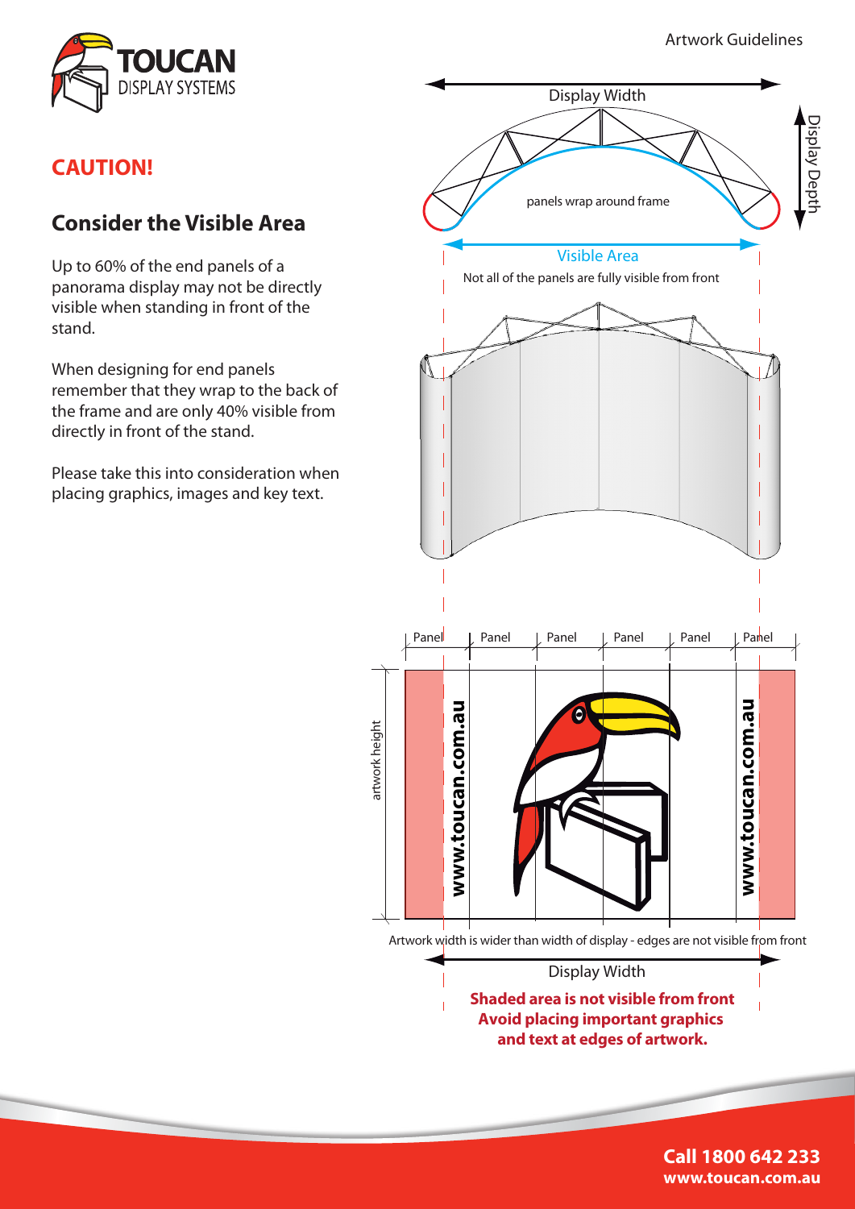Artwork Guidelines

## CAUTION!

## Consider the Visible Area

Up to 60% of the end panels of a panorama display may not be directly visible when standing in front of the stand.

When designing for end panels remember that they wrap to the back of the frame and are only 40% visible from directly in front of the stand.

Please take this into consideration when placing graphics, images and key text.

Display Width

Display Depth

panels wrap around frame

Visible Area

Not all of the panels are fully visible from front

Panel Panel Panel Panel Panel Panel

artwork height

www.toucan.com.au

www.toucan.com.au

Artwork width is wider than width of display - edges are not visible from front

Display Width

**Shaded area is not visible from front**
**Avoid placing important graphics and text at edges of artwork.**

**Call 1800 642 233**
**www.toucan.com.au**